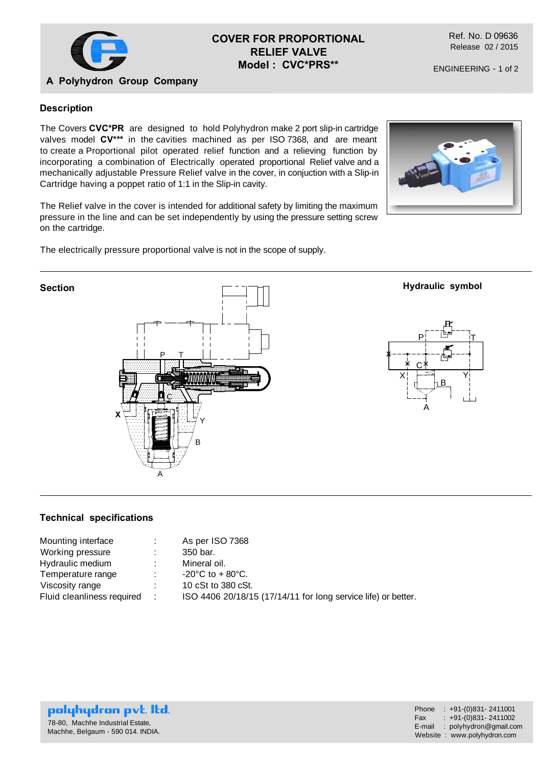# COVER FOR PROPORTIONAL RELIEF VALVE
## Model : CVC*PRS**

A Polyhydron Group Company

Ref. No. D 09636
Release 02 / 2015

ENGINEERING - 1 of 2

### Description

The Covers **CVC*PR** are designed to hold Polyhydron make 2 port slip-in cartridge valves model **CV*** in the cavities machined as per ISO 7368, and are meant to create a Proportional pilot operated relief function and a relieving function by incorporating a combination of Electrically operated proportional Relief valve and a mechanically adjustable Pressure Relief valve in the cover, in conjuction with a Slip-in Cartridge having a poppet ratio of 1:1 in the Slip-in cavity.

The Relief valve in the cover is intended for additional safety by limiting the maximum pressure in the line and can be set independently by using the pressure setting screw on the cartridge.

The electrically pressure proportional valve is not in the scope of supply.

### Section

### Hydraulic symbol

### Technical specifications

| | | |
|---|---|---|
| Mounting interface | : | As per ISO 7368 |
| Working pressure | : | 350 bar. |
| Hydraulic medium | : | Mineral oil. |
| Temperature range | : | -20°C to + 80°C. |
| Viscosity range | : | 10 cSt to 380 cSt. |
| Fluid cleanliness required | : | ISO 4406 20/18/15 (17/14/11 for long service life) or better. |

**polyhydron pvt. ltd.**
78-80, Machhe Industrial Estate,
Machhe, Belgaum - 590 014. INDIA.

Phone : +91-(0)831- 2411001
Fax : +91-(0)831- 2411002
E-mail : polyhydron@gmail.com
Website : www.polyhydron.com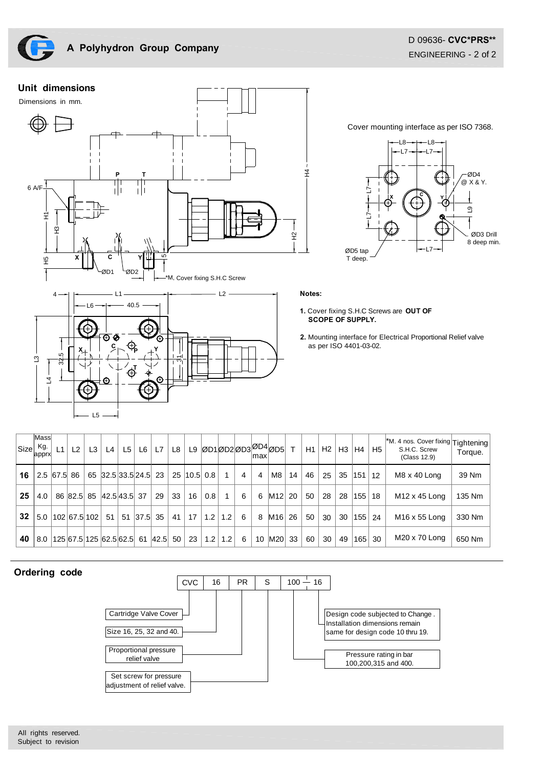## Unit dimensions

Dimensions in mm.

6 A/F

P T

H1 H3 H5 X C Y 5

ØD1 ØD2

*M, Cover fixing S.H.C Screw

H4 H2

4 L1 L2 L6 40.5 L5

L3 L4 32.5 31

X C P Y T

Cover mounting interface as per ISO 7368.

L8 L8 L7 L7 L7 L7 L9 L7

X C Y

ØD4 @ X & Y.

ØD3 Drill 8 deep min.

ØD5 tap T deep.

**Notes:**

1. Cover fixing S.H.C Screws are **OUT OF SCOPE OF SUPPLY.**
2. Mounting interface for Electrical Proportional Relief valve as per ISO 4401-03-02.

| Size | Mass Kg. apprx | L1 | L2 | L3 | L4 | L5 | L6 | L7 | L8 | L9 | ØD1 | ØD2 | ØD3 | ØD4 max | ØD5 | T | H1 | H2 | H3 | H4 | H5 | *M. 4 nos. Cover fixing S.H.C. Screw (Class 12.9) | Tightening Torque. |
|---|---|---|---|---|---|---|---|---|---|---|---|---|---|---|---|---|---|---|---|---|---|---|---|
| **16** | 2.5 | 67.5 | 86 | 65 | 32.5 | 33.5 | 24.5 | 23 | 25 | 10.5 | 0.8 | 1 | 4 | 4 | M8 | 14 | 46 | 25 | 35 | 151 | 12 | M8 x 40 Long | 39 Nm |
| **25** | 4.0 | 86 | 82.5 | 85 | 42.5 | 43.5 | 37 | 29 | 33 | 16 | 0.8 | 1 | 6 | 6 | M12 | 20 | 50 | 28 | 28 | 155 | 18 | M12 x 45 Long | 135 Nm |
| **32** | 5.0 | 102 | 67.5 | 102 | 51 | 51 | 37.5 | 35 | 41 | 17 | 1.2 | 1.2 | 6 | 8 | M16 | 26 | 50 | 30 | 30 | 155 | 24 | M16 x 55 Long | 330 Nm |
| **40** | 8.0 | 125 | 67.5 | 125 | 62.5 | 62.5 | 61 | 42.5 | 50 | 23 | 1.2 | 1.2 | 6 | 10 | M20 | 33 | 60 | 30 | 49 | 165 | 30 | M20 x 70 Long | 650 Nm |

## Ordering code

CVC 16 PR S 100 — 16

- CVC: Cartridge Valve Cover
- 16: Size 16, 25, 32 and 40.
- PR: Proportional pressure relief valve
- S: Set screw for pressure adjustment of relief valve.
- 100: Pressure rating in bar 100,200,315 and 400.
- 16: Design code subjected to Change . Installation dimensions remain same for design code 10 thru 19.